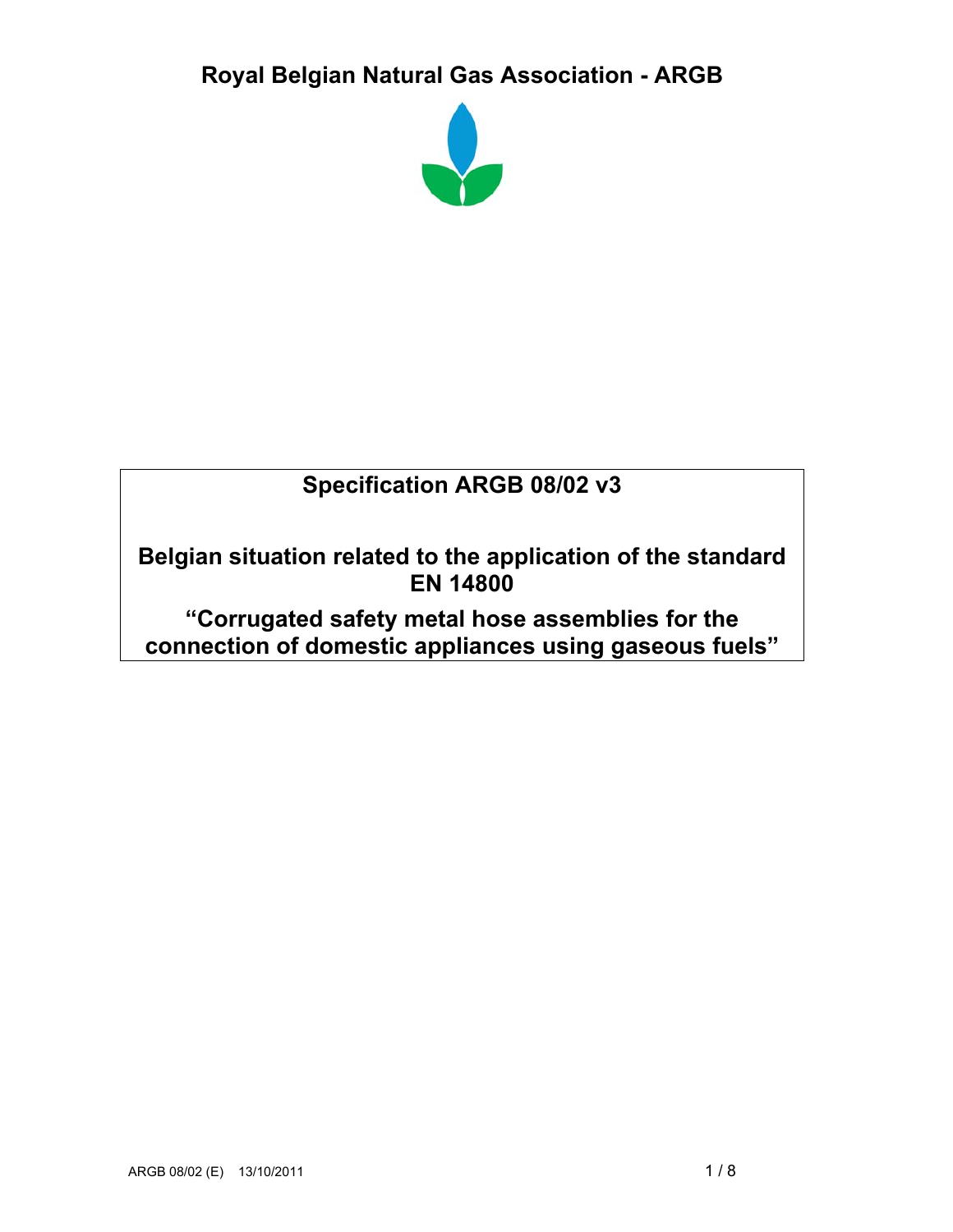# Royal Belgian Natural Gas Association - ARGB

**Specification ARGB 08/02 v3**

**Belgian situation related to the application of the standard EN 14800**

**"Corrugated safety metal hose assemblies for the connection of domestic appliances using gaseous fuels"**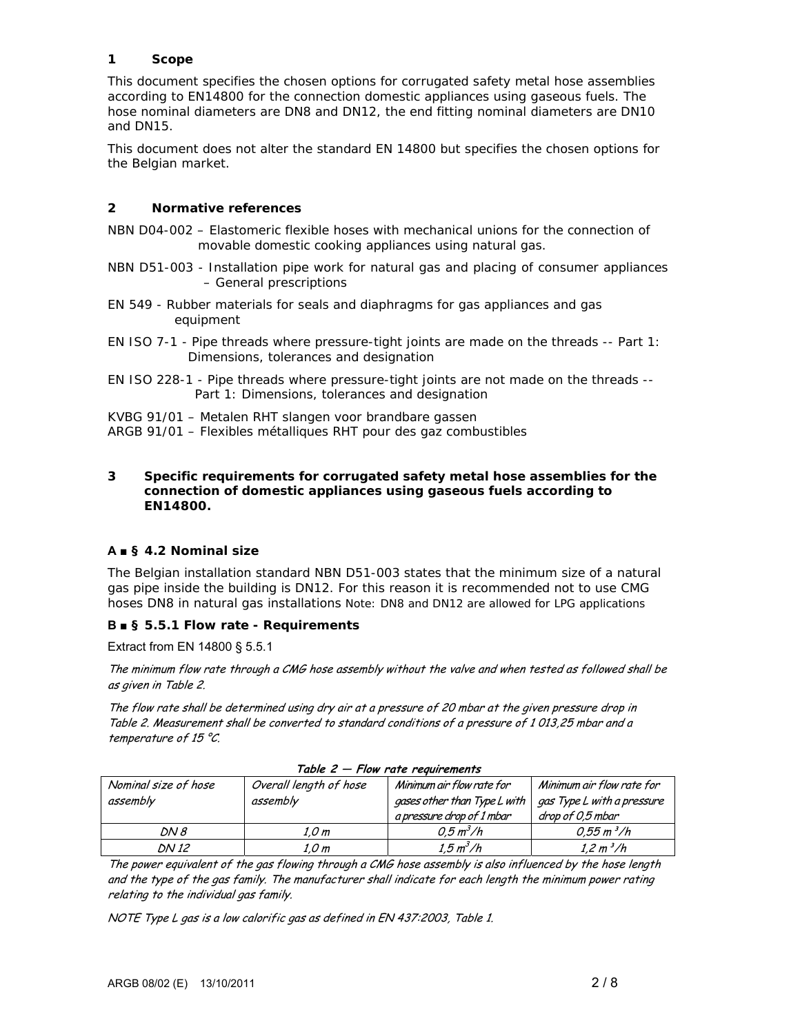## 1 Scope

This document specifies the chosen options for corrugated safety metal hose assemblies according to EN14800 for the connection domestic appliances using gaseous fuels. The hose nominal diameters are DN8 and DN12, the end fitting nominal diameters are DN10 and DN15.

This document does not alter the standard EN 14800 but specifies the chosen options for the Belgian market.

## 2 Normative references

NBN D04-002 – Elastomeric flexible hoses with mechanical unions for the connection of movable domestic cooking appliances using natural gas.

NBN D51-003 - Installation pipe work for natural gas and placing of consumer appliances – General prescriptions

EN 549 - Rubber materials for seals and diaphragms for gas appliances and gas equipment

EN ISO 7-1 - Pipe threads where pressure-tight joints are made on the threads -- Part 1: Dimensions, tolerances and designation

EN ISO 228-1 - Pipe threads where pressure-tight joints are not made on the threads -- Part 1: Dimensions, tolerances and designation

KVBG 91/01 – Metalen RHT slangen voor brandbare gassen

ARGB 91/01 – Flexibles métalliques RHT pour des gaz combustibles

## 3 Specific requirements for corrugated safety metal hose assemblies for the connection of domestic appliances using gaseous fuels according to EN14800.

### A ■ § 4.2 Nominal size

The Belgian installation standard NBN D51-003 states that the minimum size of a natural gas pipe inside the building is DN12. For this reason it is recommended not to use CMG hoses DN8 in natural gas installations Note: DN8 and DN12 are allowed for LPG applications

### B ■ § 5.5.1 Flow rate - Requirements

Extract from EN 14800 § 5.5.1

*The minimum flow rate through a CMG hose assembly without the valve and when tested as followed shall be as given in Table 2.*

*The flow rate shall be determined using dry air at a pressure of 20 mbar at the given pressure drop in Table 2. Measurement shall be converted to standard conditions of a pressure of 1 013,25 mbar and a temperature of 15 °C.*

**Table 2 — Flow rate requirements**

| Nominal size of hose assembly | Overall length of hose assembly | Minimum air flow rate for gases other than Type L with a pressure drop of 1 mbar | Minimum air flow rate for gas Type L with a pressure drop of 0,5 mbar |
|---|---|---|---|
| DN 8 | 1,0 m | 0,5 $m^3/h$ | 0,55 $m^3/h$ |
| DN 12 | 1,0 m | 1,5 $m^3/h$ | 1,2 $m^3/h$ |

*The power equivalent of the gas flowing through a CMG hose assembly is also influenced by the hose length and the type of the gas family. The manufacturer shall indicate for each length the minimum power rating relating to the individual gas family.*

*NOTE Type L gas is a low calorific gas as defined in EN 437:2003, Table 1.*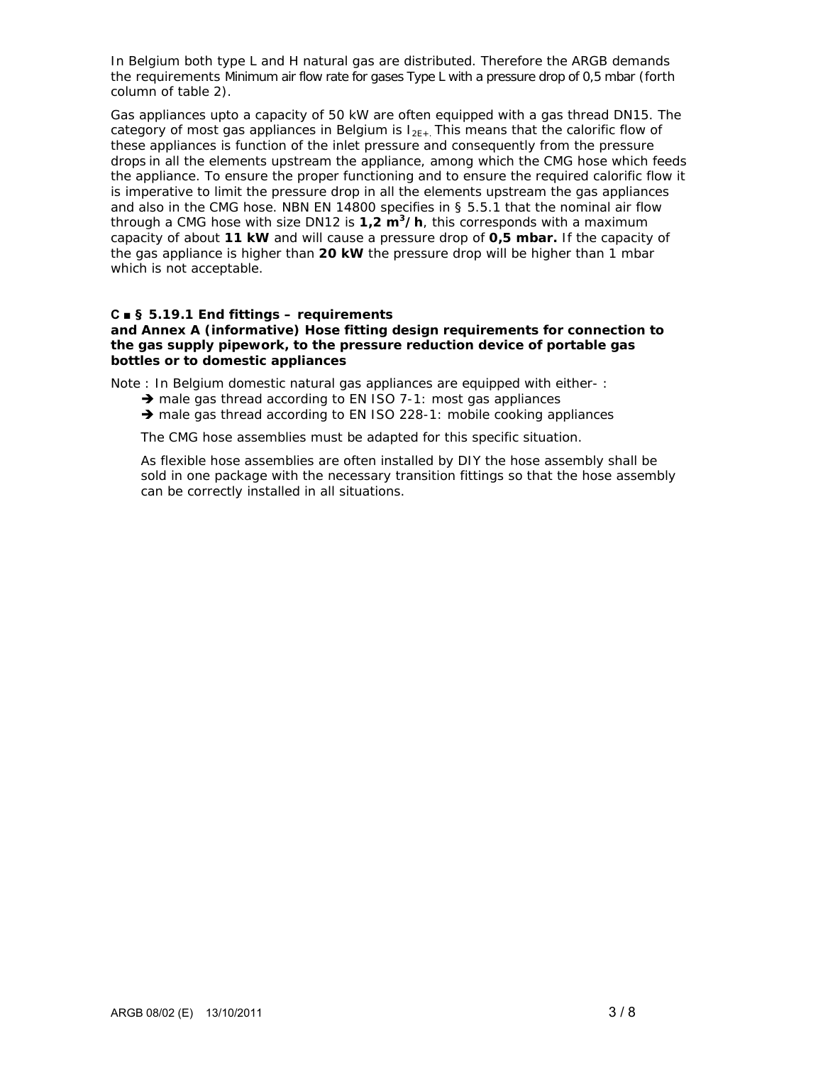In Belgium both type L and H natural gas are distributed. Therefore the ARGB demands the requirements Minimum air flow rate for gases Type L with a pressure drop of 0,5 mbar (forth column of table 2).

Gas appliances upto a capacity of 50 kW are often equipped with a gas thread DN15. The category of most gas appliances in Belgium is $I_{2E+}$. This means that the calorific flow of these appliances is function of the inlet pressure and consequently from the pressure drops in all the elements upstream the appliance, among which the CMG hose which feeds the appliance. To ensure the proper functioning and to ensure the required calorific flow it is imperative to limit the pressure drop in all the elements upstream the gas appliances and also in the CMG hose. NBN EN 14800 specifies in § 5.5.1 that the nominal air flow through a CMG hose with size DN12 is **1,2 $m^3$/h**, this corresponds with a maximum capacity of about **11 kW** and will cause a pressure drop of **0,5 mbar.** If the capacity of the gas appliance is higher than **20 kW** the pressure drop will be higher than 1 mbar which is not acceptable.

**C ▪ § 5.19.1 End fittings – requirements and Annex A (informative) Hose fitting design requirements for connection to the gas supply pipework, to the pressure reduction device of portable gas bottles or to domestic appliances**

Note : In Belgium domestic natural gas appliances are equipped with either- :

- ➔ male gas thread according to EN ISO 7-1: most gas appliances
- ➔ male gas thread according to EN ISO 228-1: mobile cooking appliances

The CMG hose assemblies must be adapted for this specific situation.

As flexible hose assemblies are often installed by DIY the hose assembly shall be sold in one package with the necessary transition fittings so that the hose assembly can be correctly installed in all situations.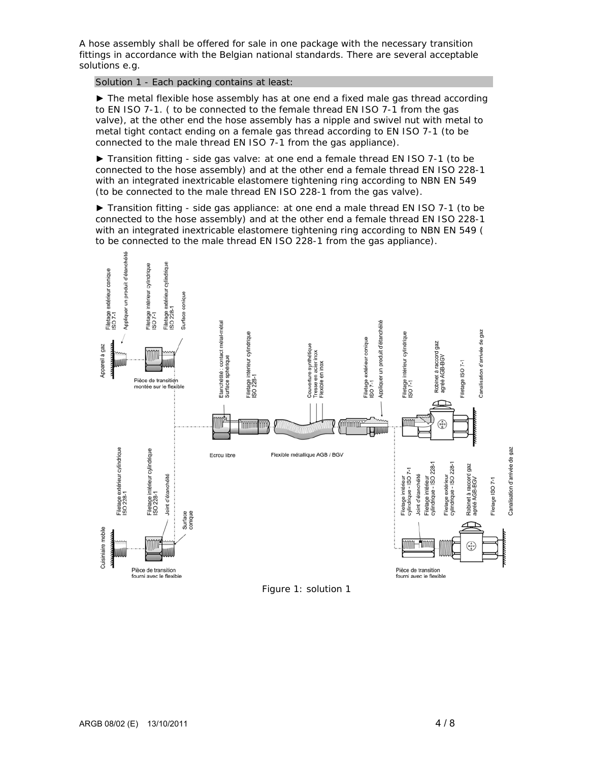A hose assembly shall be offered for sale in one package with the necessary transition fittings in accordance with the Belgian national standards. There are several acceptable solutions e.g.

Solution 1 - Each packing contains at least:

► The metal flexible hose assembly has at one end a fixed male gas thread according to EN ISO 7-1. ( to be connected to the female thread EN ISO 7-1 from the gas valve), at the other end the hose assembly has a nipple and swivel nut with metal to metal tight contact ending on a female gas thread according to EN ISO 7-1 (to be connected to the male thread EN ISO 7-1 from the gas appliance).

► Transition fitting - side gas valve: at one end a female thread EN ISO 7-1 (to be connected to the hose assembly) and at the other end a female thread EN ISO 228-1 with an integrated inextricable elastomere tightening ring according to NBN EN 549 (to be connected to the male thread EN ISO 228-1 from the gas valve).

► Transition fitting - side gas appliance: at one end a male thread EN ISO 7-1 (to be connected to the hose assembly) and at the other end a female thread EN ISO 228-1 with an integrated inextricable elastomere tightening ring according to NBN EN 549 ( to be connected to the male thread EN ISO 228-1 from the gas appliance).

Figure 1: solution 1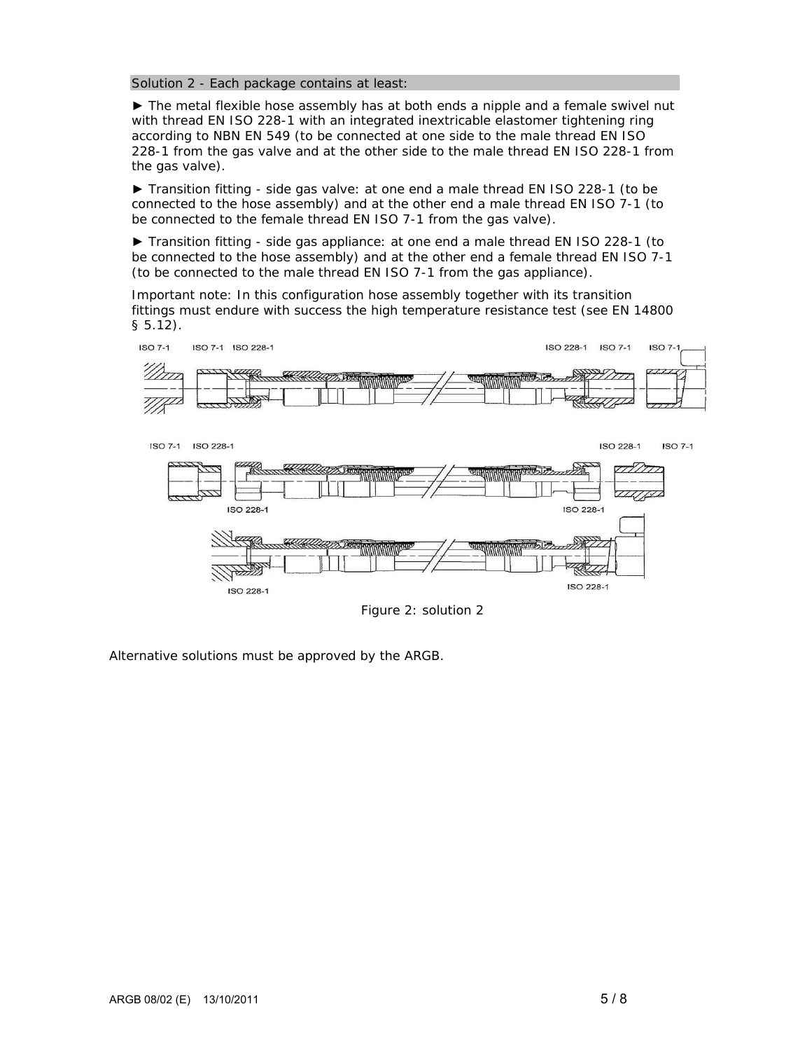Solution 2 - Each package contains at least:

► The metal flexible hose assembly has at both ends a nipple and a female swivel nut with thread EN ISO 228-1 with an integrated inextricable elastomer tightening ring according to NBN EN 549 (to be connected at one side to the male thread EN ISO 228-1 from the gas valve and at the other side to the male thread EN ISO 228-1 from the gas valve).

► Transition fitting - side gas valve: at one end a male thread EN ISO 228-1 (to be connected to the hose assembly) and at the other end a male thread EN ISO 7-1 (to be connected to the female thread EN ISO 7-1 from the gas valve).

► Transition fitting - side gas appliance: at one end a male thread EN ISO 228-1 (to be connected to the hose assembly) and at the other end a female thread EN ISO 7-1 (to be connected to the male thread EN ISO 7-1 from the gas appliance).

Important note: In this configuration hose assembly together with its transition fittings must endure with success the high temperature resistance test (see EN 14800 § 5.12).

ISO 7-1 ISO 7-1 ISO 228-1 ISO 228-1 ISO 7-1 ISO 7-1

ISO 7-1 ISO 228-1 ISO 228-1 ISO 7-1

ISO 228-1 ISO 228-1

ISO 228-1 ISO 228-1

Figure 2: solution 2

Alternative solutions must be approved by the ARGB.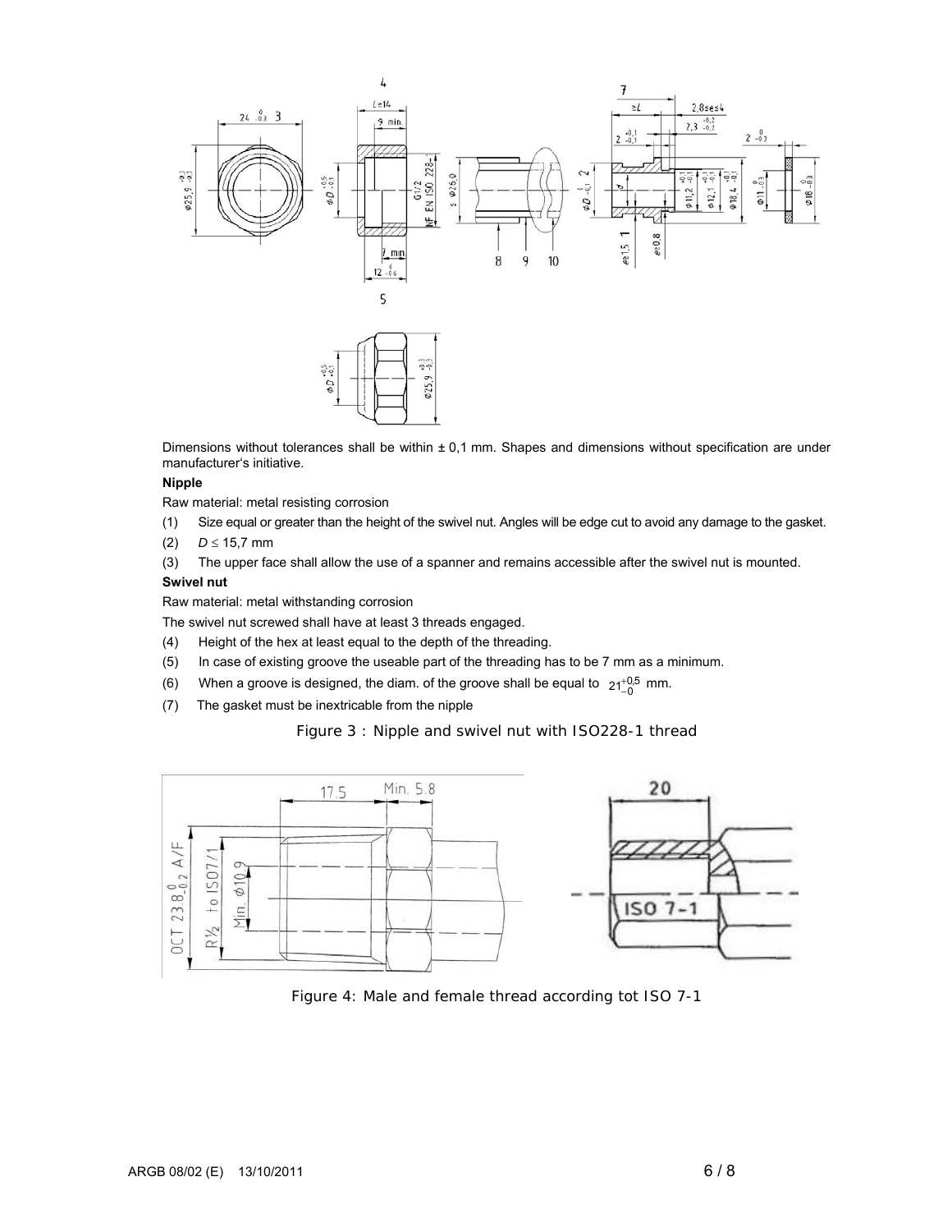Dimensions without tolerances shall be within ± 0,1 mm. Shapes and dimensions without specification are under manufacturer's initiative.

**Nipple**

Raw material: metal resisting corrosion

(1) Size equal or greater than the height of the swivel nut. Angles will be edge cut to avoid any damage to the gasket.

(2) $D \leq 15{,}7$ mm

(3) The upper face shall allow the use of a spanner and remains accessible after the swivel nut is mounted.

**Swivel nut**

Raw material: metal withstanding corrosion

The swivel nut screwed shall have at least 3 threads engaged.

(4) Height of the hex at least equal to the depth of the threading.

(5) In case of existing groove the useable part of the threading has to be 7 mm as a minimum.

(6) When a groove is designed, the diam. of the groove shall be equal to $21^{+0{,}5}_{-0}$ mm.

(7) The gasket must be inextricable from the nipple

Figure 3 : Nipple and swivel nut with ISO228-1 thread

Figure 4: Male and female thread according tot ISO 7-1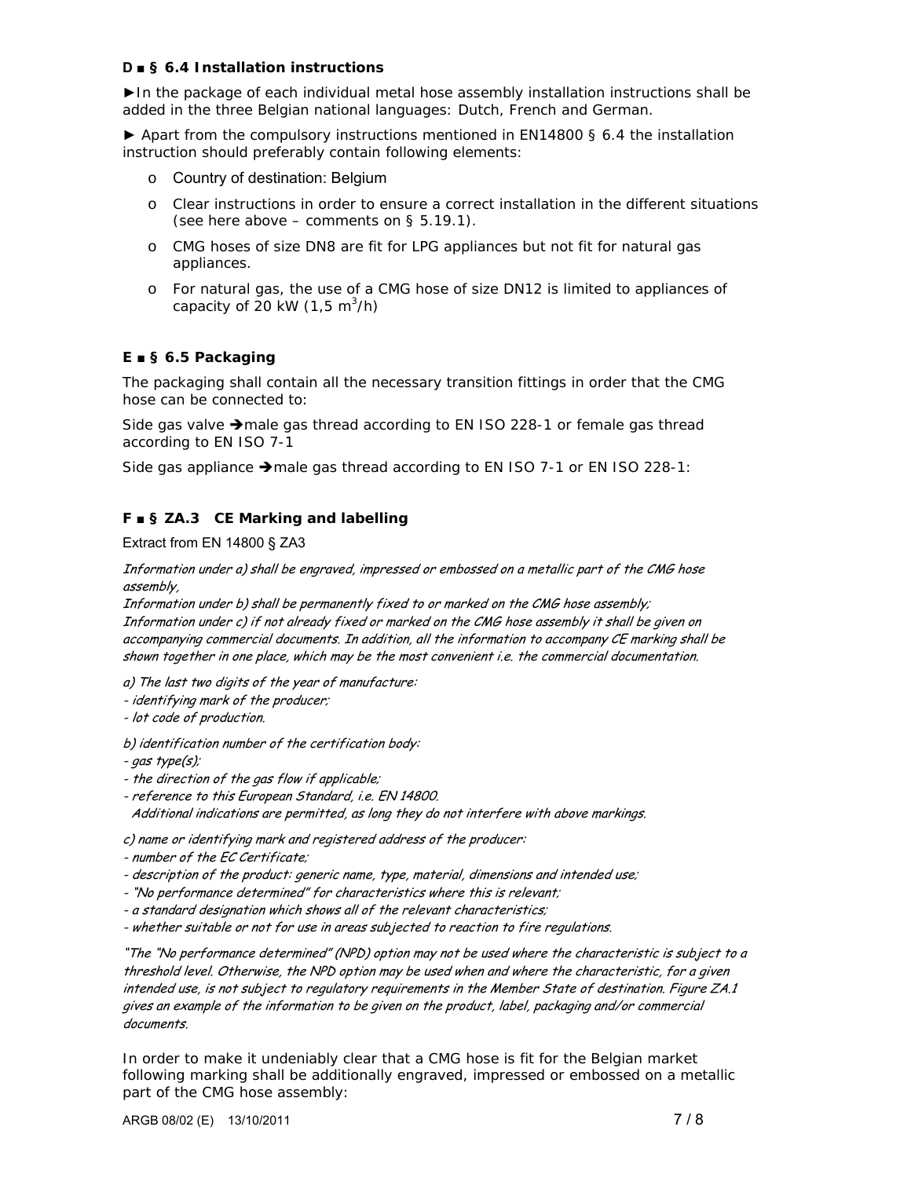### D ▪ § 6.4 Installation instructions

►In the package of each individual metal hose assembly installation instructions shall be added in the three Belgian national languages: Dutch, French and German.

► Apart from the compulsory instructions mentioned in EN14800 § 6.4 the installation instruction should preferably contain following elements:

- Country of destination: Belgium
- Clear instructions in order to ensure a correct installation in the different situations (see here above – comments on § 5.19.1).
- CMG hoses of size DN8 are fit for LPG appliances but not fit for natural gas appliances.
- For natural gas, the use of a CMG hose of size DN12 is limited to appliances of capacity of 20 kW (1,5 $m^3$/h)

### E ▪ § 6.5 Packaging

The packaging shall contain all the necessary transition fittings in order that the CMG hose can be connected to:

Side gas valve ➔male gas thread according to EN ISO 228-1 or female gas thread according to EN ISO 7-1

Side gas appliance ➔male gas thread according to EN ISO 7-1 or EN ISO 228-1:

### F ▪ § ZA.3 CE Marking and labelling

Extract from EN 14800 § ZA3

*Information under a) shall be engraved, impressed or embossed on a metallic part of the CMG hose assembly,*
*Information under b) shall be permanently fixed to or marked on the CMG hose assembly;*
*Information under c) if not already fixed or marked on the CMG hose assembly it shall be given on accompanying commercial documents. In addition, all the information to accompany CE marking shall be shown together in one place, which may be the most convenient i.e. the commercial documentation.*

*a) The last two digits of the year of manufacture:*
*- identifying mark of the producer;*
*- lot code of production.*

*b) identification number of the certification body:*
*- gas type(s);*
*- the direction of the gas flow if applicable;*
*- reference to this European Standard, i.e. EN 14800.*
*Additional indications are permitted, as long they do not interfere with above markings.*

*c) name or identifying mark and registered address of the producer:*
*- number of the EC Certificate;*
*- description of the product: generic name, type, material, dimensions and intended use;*
*- "No performance determined" for characteristics where this is relevant;*
*- a standard designation which shows all of the relevant characteristics;*
*- whether suitable or not for use in areas subjected to reaction to fire regulations.*

*"The "No performance determined" (NPD) option may not be used where the characteristic is subject to a threshold level. Otherwise, the NPD option may be used when and where the characteristic, for a given intended use, is not subject to regulatory requirements in the Member State of destination. Figure ZA.1 gives an example of the information to be given on the product, label, packaging and/or commercial documents.*

In order to make it undeniably clear that a CMG hose is fit for the Belgian market following marking shall be additionally engraved, impressed or embossed on a metallic part of the CMG hose assembly: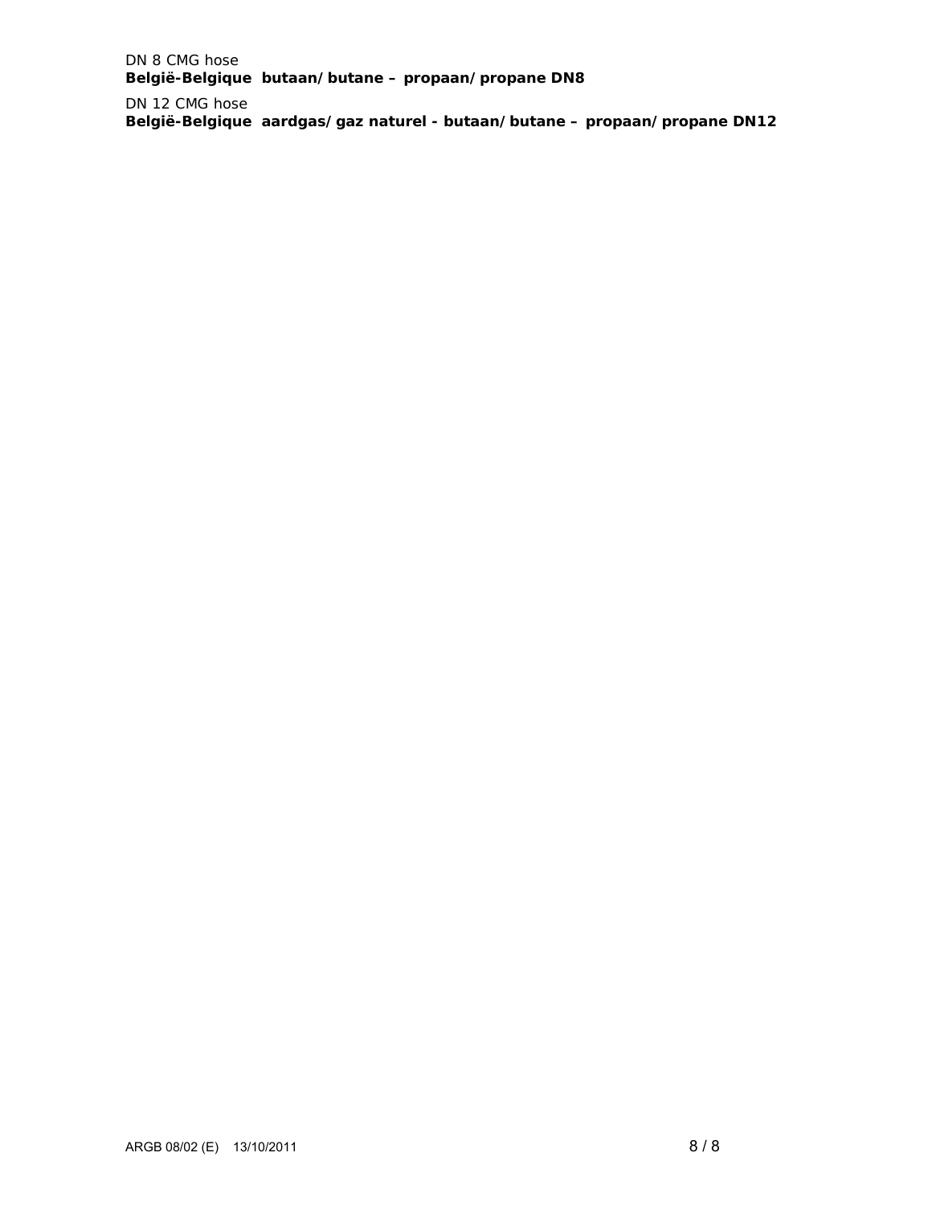DN 8 CMG hose

**België-Belgique butaan/butane – propaan/propane DN8**

DN 12 CMG hose

**België-Belgique aardgas/gaz naturel - butaan/butane – propaan/propane DN12**